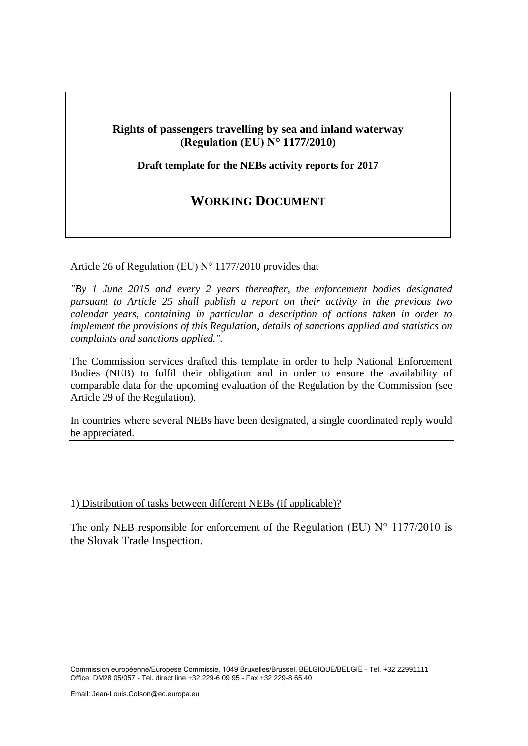**Rights of passengers travelling by sea and inland waterway (Regulation (EU) N° 1177/2010)**

**Draft template for the NEBs activity reports for 2017**

# WORKING DOCUMENT

Article 26 of Regulation (EU) N° 1177/2010 provides that

*"By 1 June 2015 and every 2 years thereafter, the enforcement bodies designated pursuant to Article 25 shall publish a report on their activity in the previous two calendar years, containing in particular a description of actions taken in order to implement the provisions of this Regulation, details of sanctions applied and statistics on complaints and sanctions applied.".*

The Commission services drafted this template in order to help National Enforcement Bodies (NEB) to fulfil their obligation and in order to ensure the availability of comparable data for the upcoming evaluation of the Regulation by the Commission (see Article 29 of the Regulation).

In countries where several NEBs have been designated, a single coordinated reply would be appreciated.

1) Distribution of tasks between different NEBs (if applicable)?

The only NEB responsible for enforcement of the Regulation (EU) N° 1177/2010 is the Slovak Trade Inspection.

Commission européenne/Europese Commissie, 1049 Bruxelles/Brussel, BELGIQUE/BELGIË - Tel. +32 22991111
Office: DM28 05/057 - Tel. direct line +32 229-6 09 95 - Fax +32 229-8 65 40

Email: Jean-Louis.Colson@ec.europa.eu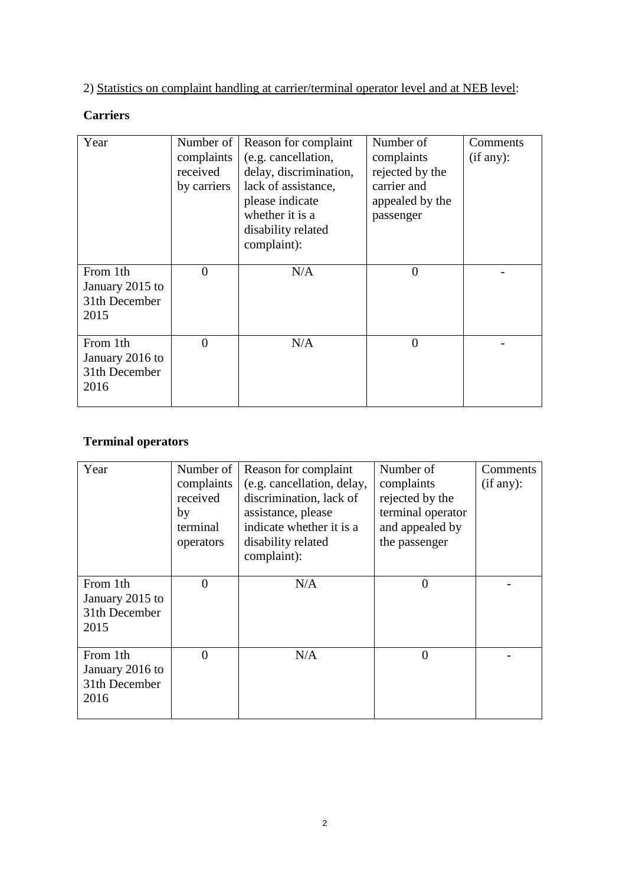2) Statistics on complaint handling at carrier/terminal operator level and at NEB level:

**Carriers**

| Year | Number of complaints received by carriers | Reason for complaint (e.g. cancellation, delay, discrimination, lack of assistance, please indicate whether it is a disability related complaint): | Number of complaints rejected by the carrier and appealed by the passenger | Comments (if any): |
|---|---|---|---|---|
| From 1th January 2015 to 31th December 2015 | 0 | N/A | 0 | - |
| From 1th January 2016 to 31th December 2016 | 0 | N/A | 0 | - |

**Terminal operators**

| Year | Number of complaints received by terminal operators | Reason for complaint (e.g. cancellation, delay, discrimination, lack of assistance, please indicate whether it is a disability related complaint): | Number of complaints rejected by the terminal operator and appealed by the passenger | Comments (if any): |
|---|---|---|---|---|
| From 1th January 2015 to 31th December 2015 | 0 | N/A | 0 | - |
| From 1th January 2016 to 31th December 2016 | 0 | N/A | 0 | - |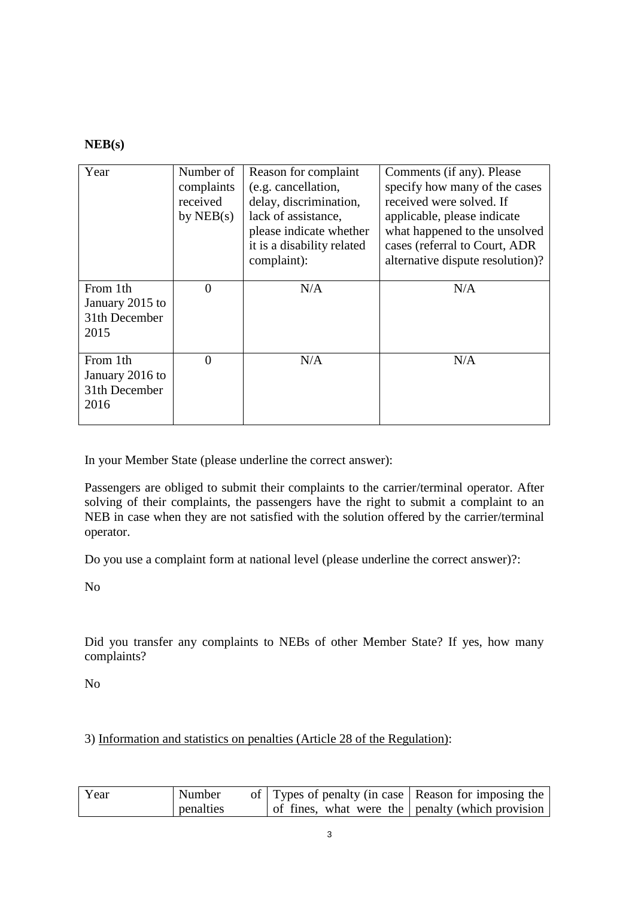**NEB(s)**

| Year | Number of complaints received by NEB(s) | Reason for complaint (e.g. cancellation, delay, discrimination, lack of assistance, please indicate whether it is a disability related complaint): | Comments (if any). Please specify how many of the cases received were solved. If applicable, please indicate what happened to the unsolved cases (referral to Court, ADR alternative dispute resolution)? |
|---|---|---|---|
| From 1th January 2015 to 31th December 2015 | 0 | N/A | N/A |
| From 1th January 2016 to 31th December 2016 | 0 | N/A | N/A |

In your Member State (please underline the correct answer):

Passengers are obliged to submit their complaints to the carrier/terminal operator. After solving of their complaints, the passengers have the right to submit a complaint to an NEB in case when they are not satisfied with the solution offered by the carrier/terminal operator.

Do you use a complaint form at national level (please underline the correct answer)?:

No

Did you transfer any complaints to NEBs of other Member State? If yes, how many complaints?

No

3) Information and statistics on penalties (Article 28 of the Regulation):

| Year | Number of penalties | Types of penalty (in case of fines, what were the | Reason for imposing the penalty (which provision |
|---|---|---|---|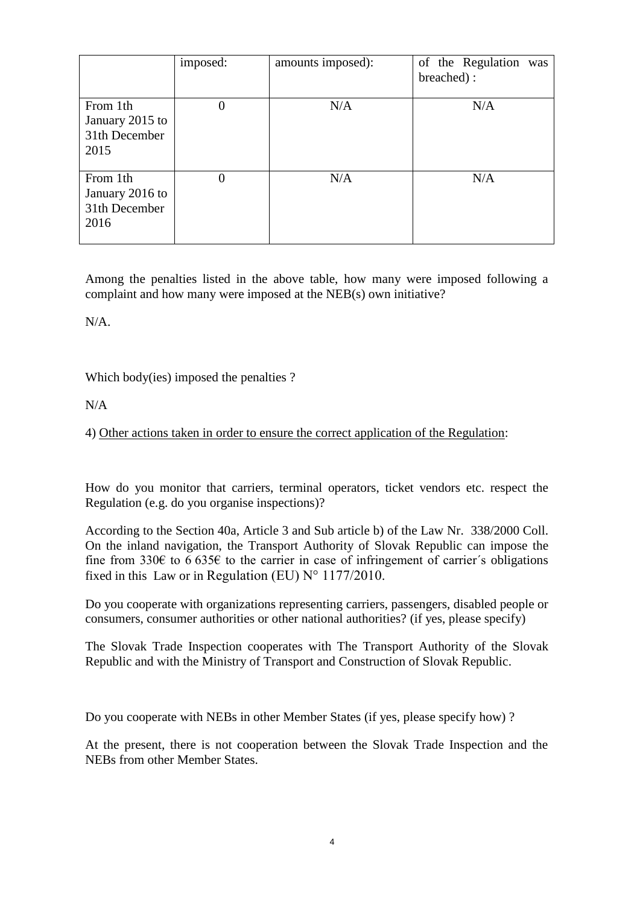| | imposed: | amounts imposed): | of the Regulation was breached) : |
|---|---|---|---|
| From 1th January 2015 to 31th December 2015 | 0 | N/A | N/A |
| From 1th January 2016 to 31th December 2016 | 0 | N/A | N/A |

Among the penalties listed in the above table, how many were imposed following a complaint and how many were imposed at the NEB(s) own initiative?

N/A.

Which body(ies) imposed the penalties ?

N/A

4) Other actions taken in order to ensure the correct application of the Regulation:

How do you monitor that carriers, terminal operators, ticket vendors etc. respect the Regulation (e.g. do you organise inspections)?

According to the Section 40a, Article 3 and Sub article b) of the Law Nr. 338/2000 Coll. On the inland navigation, the Transport Authority of Slovak Republic can impose the fine from 330€ to 6 635€ to the carrier in case of infringement of carrier´s obligations fixed in this Law or in Regulation (EU) N° 1177/2010.

Do you cooperate with organizations representing carriers, passengers, disabled people or consumers, consumer authorities or other national authorities? (if yes, please specify)

The Slovak Trade Inspection cooperates with The Transport Authority of the Slovak Republic and with the Ministry of Transport and Construction of Slovak Republic.

Do you cooperate with NEBs in other Member States (if yes, please specify how) ?

At the present, there is not cooperation between the Slovak Trade Inspection and the NEBs from other Member States.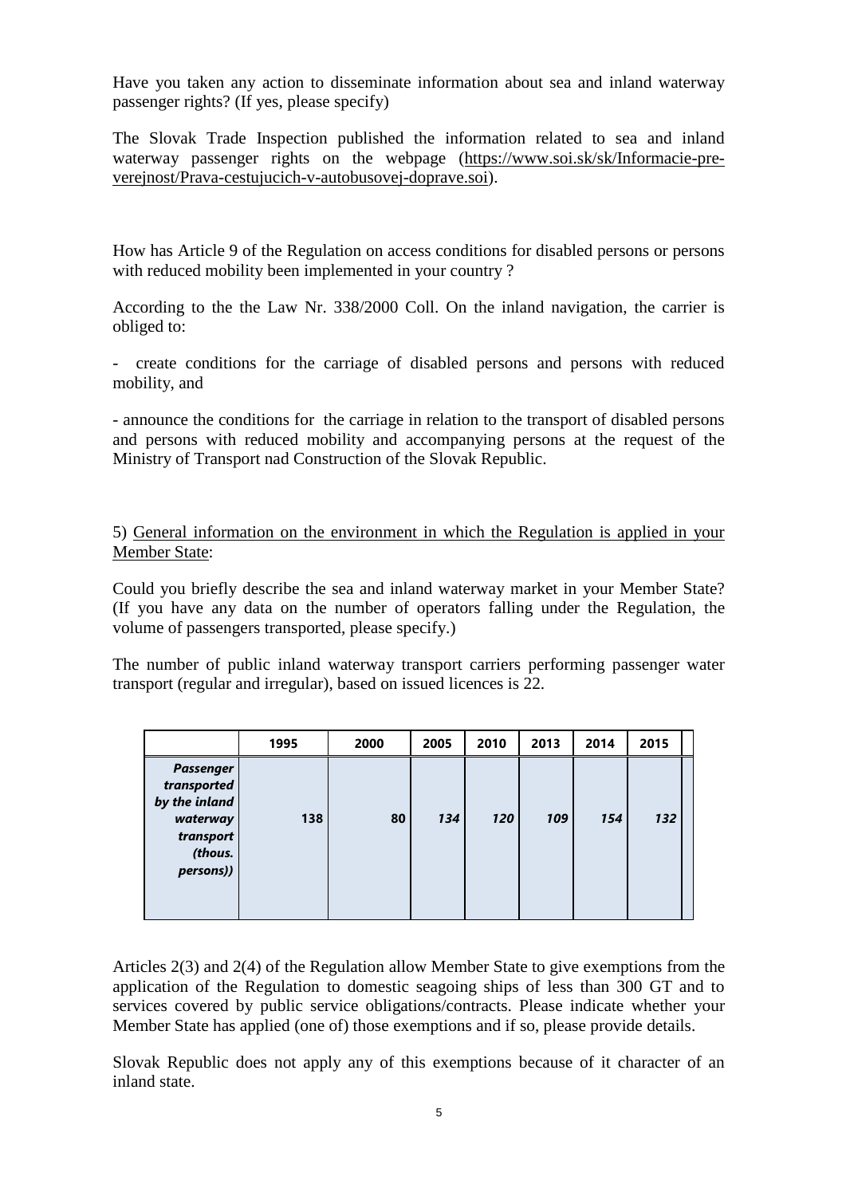Have you taken any action to disseminate information about sea and inland waterway passenger rights? (If yes, please specify)

The Slovak Trade Inspection published the information related to sea and inland waterway passenger rights on the webpage (https://www.soi.sk/sk/Informacie-pre-verejnost/Prava-cestujucich-v-autobusovej-doprave.soi).

How has Article 9 of the Regulation on access conditions for disabled persons or persons with reduced mobility been implemented in your country ?

According to the the Law Nr. 338/2000 Coll. On the inland navigation, the carrier is obliged to:

- create conditions for the carriage of disabled persons and persons with reduced mobility, and

- announce the conditions for the carriage in relation to the transport of disabled persons and persons with reduced mobility and accompanying persons at the request of the Ministry of Transport nad Construction of the Slovak Republic.

5) <u>General information on the environment in which the Regulation is applied in your Member State</u>:

Could you briefly describe the sea and inland waterway market in your Member State? (If you have any data on the number of operators falling under the Regulation, the volume of passengers transported, please specify.)

The number of public inland waterway transport carriers performing passenger water transport (regular and irregular), based on issued licences is 22.

| | 1995 | 2000 | 2005 | 2010 | 2013 | 2014 | 2015 |
|---|---|---|---|---|---|---|---|
| ***Passenger transported by the inland waterway transport (thous. persons))*** | 138 | 80 | *134* | *120* | *109* | *154* | *132* |

Articles 2(3) and 2(4) of the Regulation allow Member State to give exemptions from the application of the Regulation to domestic seagoing ships of less than 300 GT and to services covered by public service obligations/contracts. Please indicate whether your Member State has applied (one of) those exemptions and if so, please provide details.

Slovak Republic does not apply any of this exemptions because of it character of an inland state.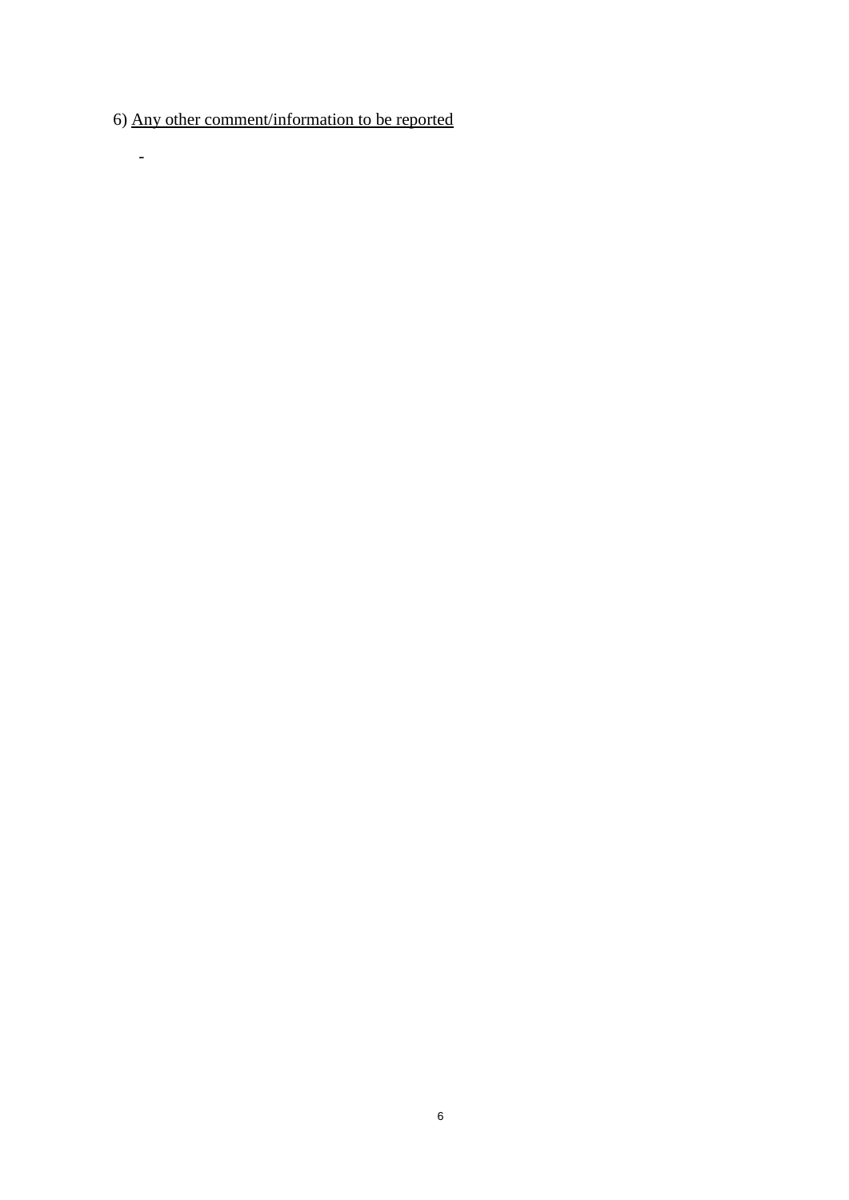6) Any other comment/information to be reported

-